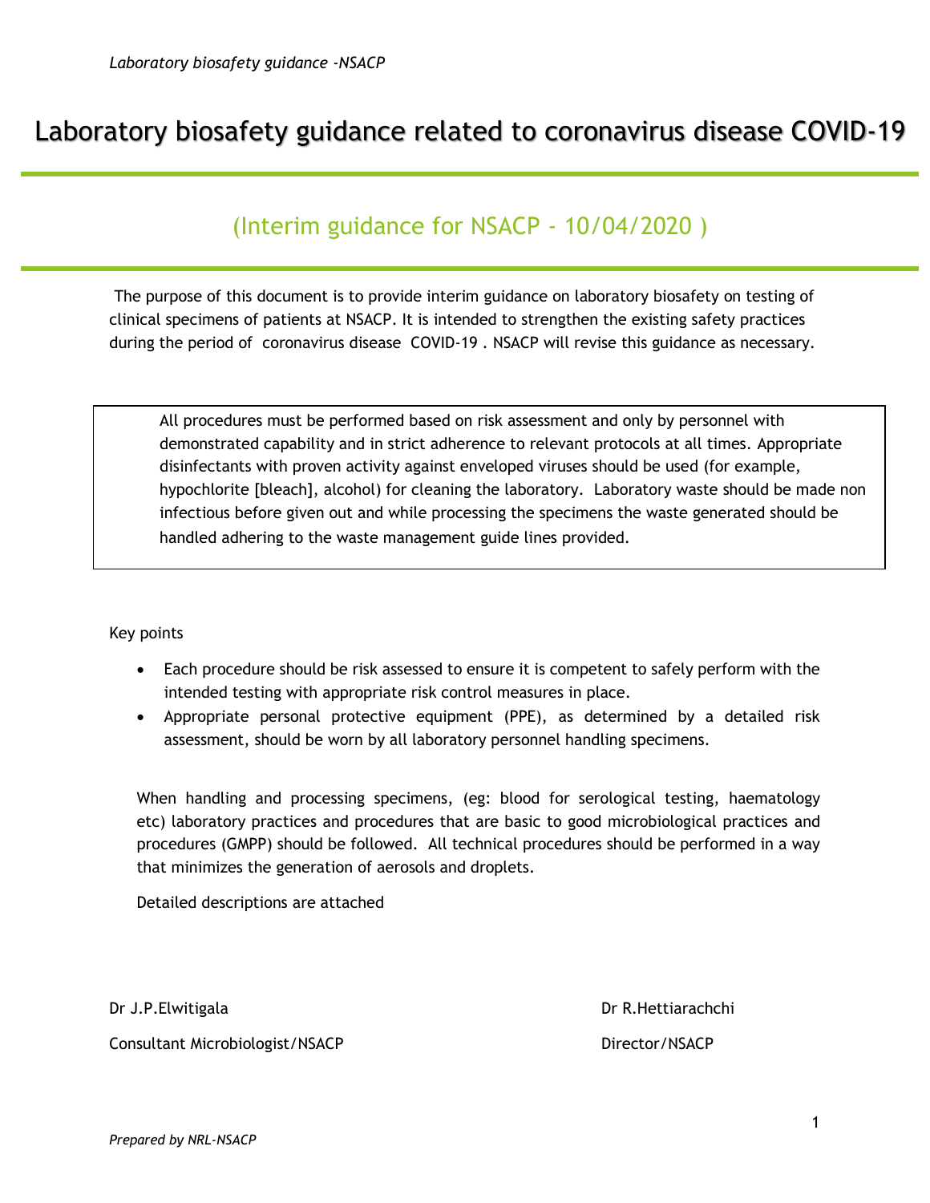# Laboratory biosafety guidance related to coronavirus disease COVID-19

## (Interim guidance for NSACP - 10/04/2020 )

The purpose of this document is to provide interim guidance on laboratory biosafety on testing of clinical specimens of patients at NSACP. It is intended to strengthen the existing safety practices during the period of coronavirus disease COVID-19 . NSACP will revise this guidance as necessary.

> All procedures must be performed based on risk assessment and only by personnel with demonstrated capability and in strict adherence to relevant protocols at all times. Appropriate disinfectants with proven activity against enveloped viruses should be used (for example, hypochlorite [bleach], alcohol) for cleaning the laboratory. Laboratory waste should be made non infectious before given out and while processing the specimens the waste generated should be handled adhering to the waste management guide lines provided.

Key points

- Each procedure should be risk assessed to ensure it is competent to safely perform with the intended testing with appropriate risk control measures in place.
- Appropriate personal protective equipment (PPE), as determined by a detailed risk assessment, should be worn by all laboratory personnel handling specimens.

When handling and processing specimens, (eg: blood for serological testing, haematology etc) laboratory practices and procedures that are basic to good microbiological practices and procedures (GMPP) should be followed. All technical procedures should be performed in a way that minimizes the generation of aerosols and droplets.

Detailed descriptions are attached

Dr J.P.Elwitigala
Consultant Microbiologist/NSACP

Dr R.Hettiarachchi
Director/NSACP

*Prepared by NRL-NSACP*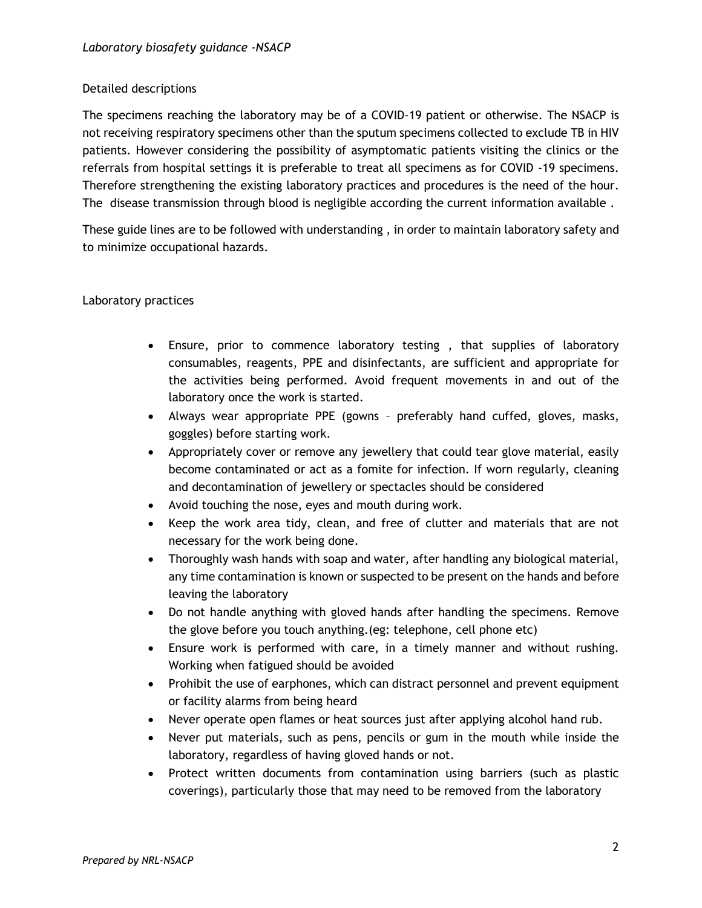## Detailed descriptions

The specimens reaching the laboratory may be of a COVID-19 patient or otherwise. The NSACP is not receiving respiratory specimens other than the sputum specimens collected to exclude TB in HIV patients. However considering the possibility of asymptomatic patients visiting the clinics or the referrals from hospital settings it is preferable to treat all specimens as for COVID -19 specimens. Therefore strengthening the existing laboratory practices and procedures is the need of the hour. The disease transmission through blood is negligible according the current information available .

These guide lines are to be followed with understanding , in order to maintain laboratory safety and to minimize occupational hazards.

## Laboratory practices

- Ensure, prior to commence laboratory testing , that supplies of laboratory consumables, reagents, PPE and disinfectants, are sufficient and appropriate for the activities being performed. Avoid frequent movements in and out of the laboratory once the work is started.
- Always wear appropriate PPE (gowns – preferably hand cuffed, gloves, masks, goggles) before starting work.
- Appropriately cover or remove any jewellery that could tear glove material, easily become contaminated or act as a fomite for infection. If worn regularly, cleaning and decontamination of jewellery or spectacles should be considered
- Avoid touching the nose, eyes and mouth during work.
- Keep the work area tidy, clean, and free of clutter and materials that are not necessary for the work being done.
- Thoroughly wash hands with soap and water, after handling any biological material, any time contamination is known or suspected to be present on the hands and before leaving the laboratory
- Do not handle anything with gloved hands after handling the specimens. Remove the glove before you touch anything.(eg: telephone, cell phone etc)
- Ensure work is performed with care, in a timely manner and without rushing. Working when fatigued should be avoided
- Prohibit the use of earphones, which can distract personnel and prevent equipment or facility alarms from being heard
- Never operate open flames or heat sources just after applying alcohol hand rub.
- Never put materials, such as pens, pencils or gum in the mouth while inside the laboratory, regardless of having gloved hands or not.
- Protect written documents from contamination using barriers (such as plastic coverings), particularly those that may need to be removed from the laboratory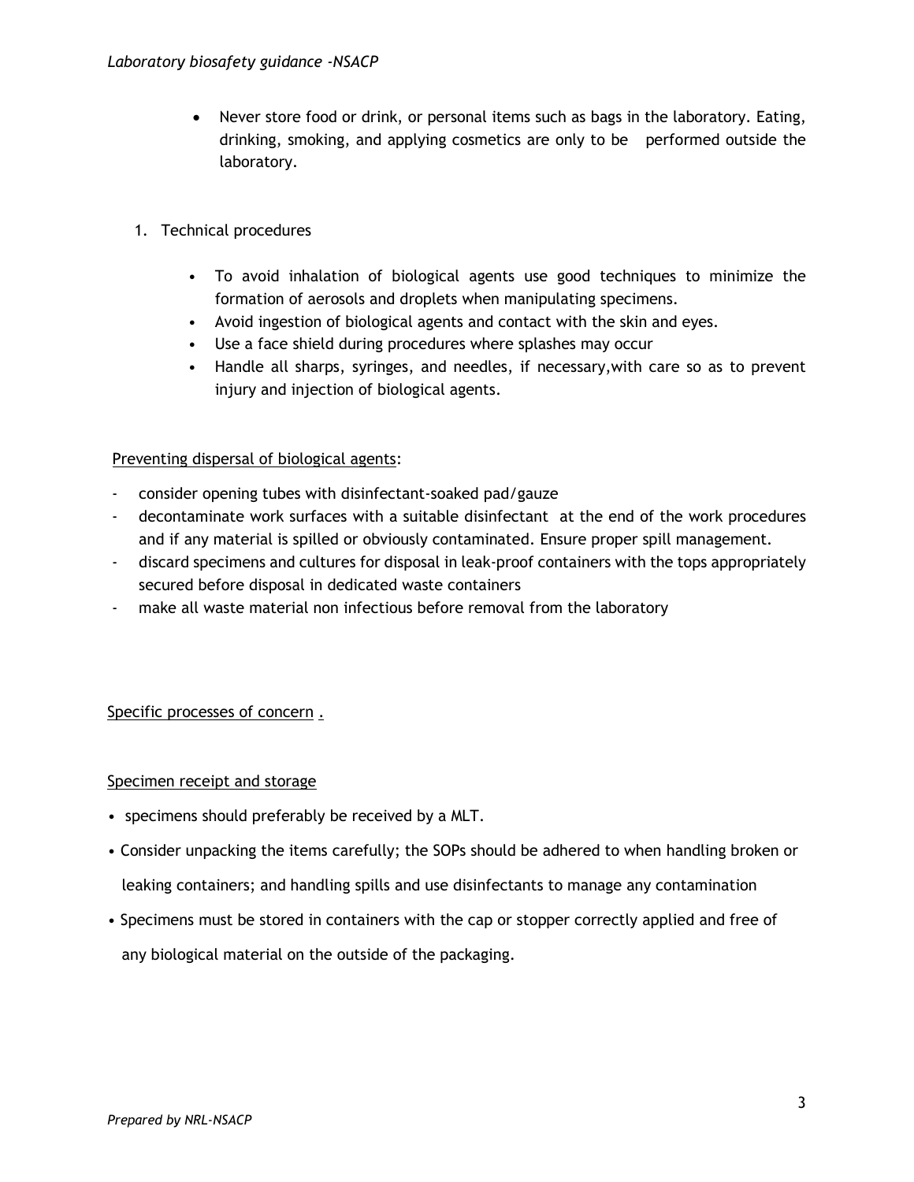- Never store food or drink, or personal items such as bags in the laboratory. Eating, drinking, smoking, and applying cosmetics are only to be performed outside the laboratory.

1. Technical procedures

   - To avoid inhalation of biological agents use good techniques to minimize the formation of aerosols and droplets when manipulating specimens.
   - Avoid ingestion of biological agents and contact with the skin and eyes.
   - Use a face shield during procedures where splashes may occur
   - Handle all sharps, syringes, and needles, if necessary,with care so as to prevent injury and injection of biological agents.

<u>Preventing dispersal of biological agents</u>:

- consider opening tubes with disinfectant-soaked pad/gauze
- decontaminate work surfaces with a suitable disinfectant at the end of the work procedures and if any material is spilled or obviously contaminated. Ensure proper spill management.
- discard specimens and cultures for disposal in leak-proof containers with the tops appropriately secured before disposal in dedicated waste containers
- make all waste material non infectious before removal from the laboratory

<u>Specific processes of concern .</u>

<u>Specimen receipt and storage</u>

- specimens should preferably be received by a MLT.
- Consider unpacking the items carefully; the SOPs should be adhered to when handling broken or leaking containers; and handling spills and use disinfectants to manage any contamination
- Specimens must be stored in containers with the cap or stopper correctly applied and free of any biological material on the outside of the packaging.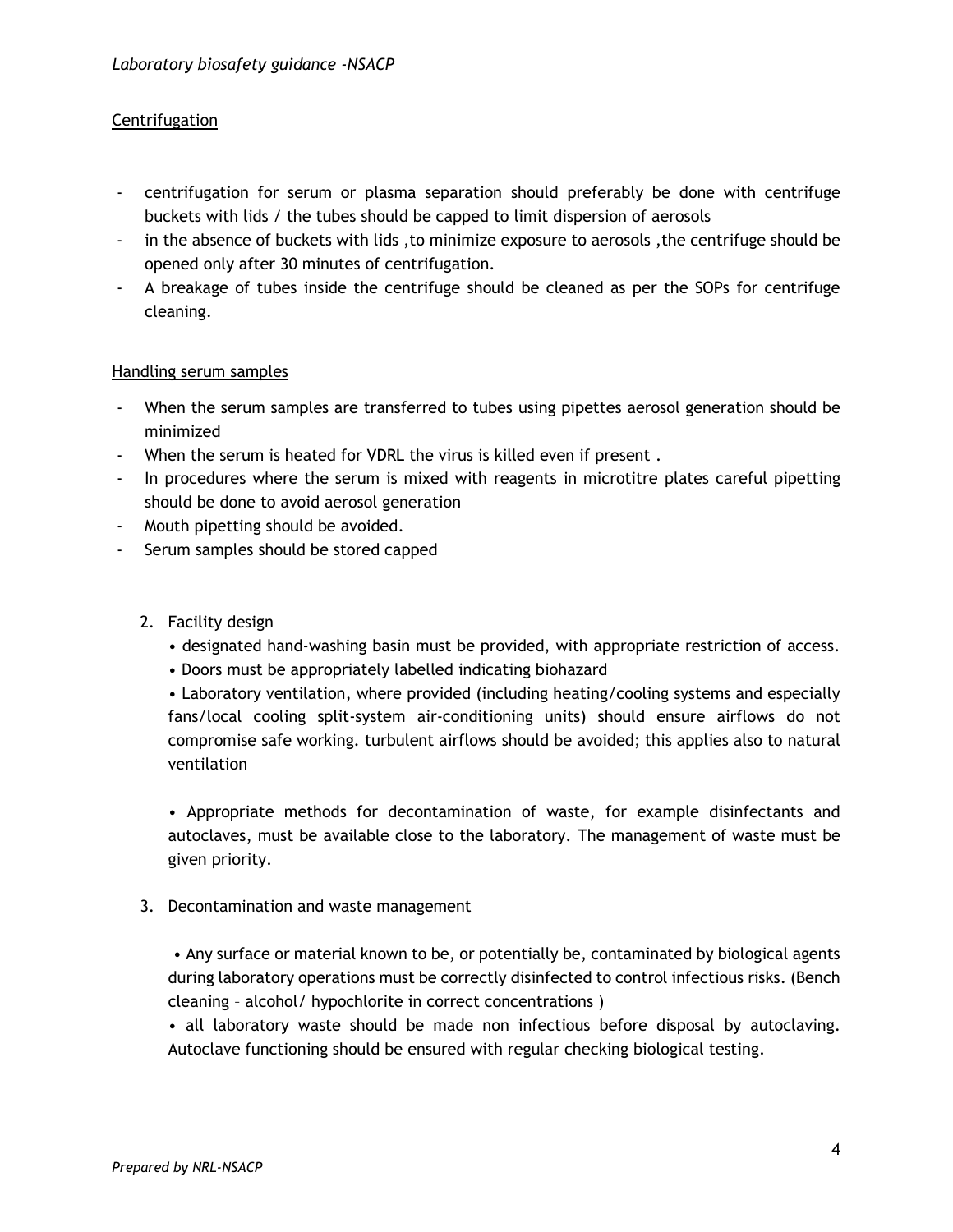Centrifugation

- centrifugation for serum or plasma separation should preferably be done with centrifuge buckets with lids / the tubes should be capped to limit dispersion of aerosols
- in the absence of buckets with lids ,to minimize exposure to aerosols ,the centrifuge should be opened only after 30 minutes of centrifugation.
- A breakage of tubes inside the centrifuge should be cleaned as per the SOPs for centrifuge cleaning.

Handling serum samples

- When the serum samples are transferred to tubes using pipettes aerosol generation should be minimized
- When the serum is heated for VDRL the virus is killed even if present .
- In procedures where the serum is mixed with reagents in microtitre plates careful pipetting should be done to avoid aerosol generation
- Mouth pipetting should be avoided.
- Serum samples should be stored capped

2. Facility design
   - designated hand-washing basin must be provided, with appropriate restriction of access.
   - Doors must be appropriately labelled indicating biohazard
   - Laboratory ventilation, where provided (including heating/cooling systems and especially fans/local cooling split-system air-conditioning units) should ensure airflows do not compromise safe working. turbulent airflows should be avoided; this applies also to natural ventilation
   - Appropriate methods for decontamination of waste, for example disinfectants and autoclaves, must be available close to the laboratory. The management of waste must be given priority.

3. Decontamination and waste management
   - Any surface or material known to be, or potentially be, contaminated by biological agents during laboratory operations must be correctly disinfected to control infectious risks. (Bench cleaning – alcohol/ hypochlorite in correct concentrations )
   - all laboratory waste should be made non infectious before disposal by autoclaving. Autoclave functioning should be ensured with regular checking biological testing.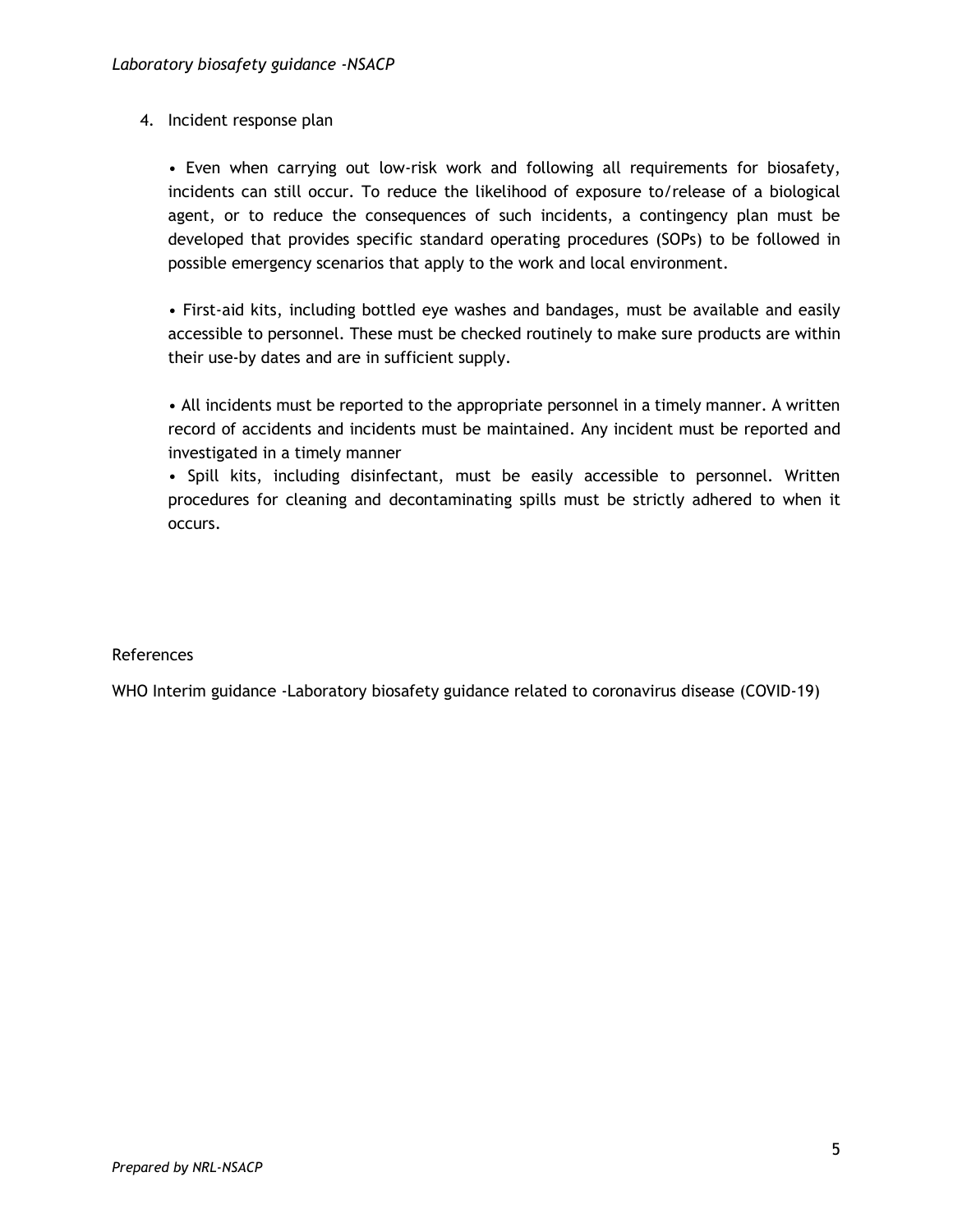4. Incident response plan

   • Even when carrying out low-risk work and following all requirements for biosafety, incidents can still occur. To reduce the likelihood of exposure to/release of a biological agent, or to reduce the consequences of such incidents, a contingency plan must be developed that provides specific standard operating procedures (SOPs) to be followed in possible emergency scenarios that apply to the work and local environment.

   • First-aid kits, including bottled eye washes and bandages, must be available and easily accessible to personnel. These must be checked routinely to make sure products are within their use-by dates and are in sufficient supply.

   • All incidents must be reported to the appropriate personnel in a timely manner. A written record of accidents and incidents must be maintained. Any incident must be reported and investigated in a timely manner

   • Spill kits, including disinfectant, must be easily accessible to personnel. Written procedures for cleaning and decontaminating spills must be strictly adhered to when it occurs.

References

WHO Interim guidance -Laboratory biosafety guidance related to coronavirus disease (COVID-19)